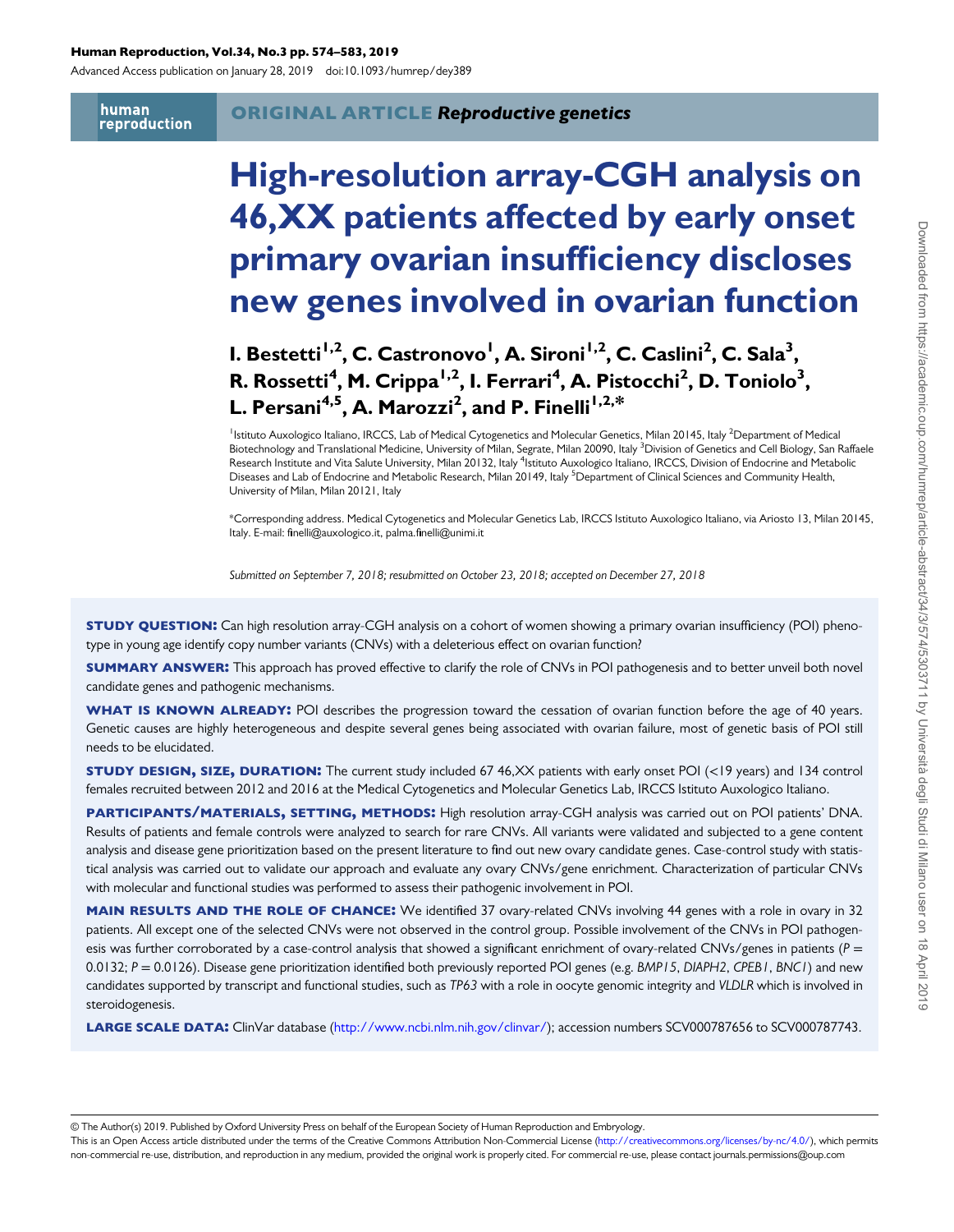human reproduction

**ORIGINAL ARTICLE** ***Reproductive genetics***

# High-resolution array-CGH analysis on 46,XX patients affected by early onset primary ovarian insufficiency discloses new genes involved in ovarian function

**I. Bestetti[1,2], C. Castronovo[1], A. Sironi[1,2], C. Caslini[2], C. Sala[3], R. Rossetti[4], M. Crippa[1,2], I. Ferrari[4], A. Pistocchi[2], D. Toniolo[3], L. Persani[4,5], A. Marozzi[2], and P. Finelli[1,2,]***

[1]Istituto Auxologico Italiano, IRCCS, Lab of Medical Cytogenetics and Molecular Genetics, Milan 20145, Italy [2]Department of Medical Biotechnology and Translational Medicine, University of Milan, Segrate, Milan 20090, Italy [3]Division of Genetics and Cell Biology, San Raffaele Research Institute and Vita Salute University, Milan 20132, Italy [4]Istituto Auxologico Italiano, IRCCS, Division of Endocrine and Metabolic Diseases and Lab of Endocrine and Metabolic Research, Milan 20149, Italy [5]Department of Clinical Sciences and Community Health, University of Milan, Milan 20121, Italy

*Corresponding address. Medical Cytogenetics and Molecular Genetics Lab, IRCCS Istituto Auxologico Italiano, via Ariosto 13, Milan 20145, Italy. E-mail: finelli@auxologico.it, palma.finelli@unimi.it

*Submitted on September 7, 2018; resubmitted on October 23, 2018; accepted on December 27, 2018*

**STUDY QUESTION:** Can high resolution array-CGH analysis on a cohort of women showing a primary ovarian insufficiency (POI) phenotype in young age identify copy number variants (CNVs) with a deleterious effect on ovarian function?

**SUMMARY ANSWER:** This approach has proved effective to clarify the role of CNVs in POI pathogenesis and to better unveil both novel candidate genes and pathogenic mechanisms.

**WHAT IS KNOWN ALREADY:** POI describes the progression toward the cessation of ovarian function before the age of 40 years. Genetic causes are highly heterogeneous and despite several genes being associated with ovarian failure, most of genetic basis of POI still needs to be elucidated.

**STUDY DESIGN, SIZE, DURATION:** The current study included 67 46,XX patients with early onset POI (<19 years) and 134 control females recruited between 2012 and 2016 at the Medical Cytogenetics and Molecular Genetics Lab, IRCCS Istituto Auxologico Italiano.

**PARTICIPANTS/MATERIALS, SETTING, METHODS:** High resolution array-CGH analysis was carried out on POI patients' DNA. Results of patients and female controls were analyzed to search for rare CNVs. All variants were validated and subjected to a gene content analysis and disease gene prioritization based on the present literature to find out new ovary candidate genes. Case-control study with statistical analysis was carried out to validate our approach and evaluate any ovary CNVs/gene enrichment. Characterization of particular CNVs with molecular and functional studies was performed to assess their pathogenic involvement in POI.

**MAIN RESULTS AND THE ROLE OF CHANCE:** We identified 37 ovary-related CNVs involving 44 genes with a role in ovary in 32 patients. All except one of the selected CNVs were not observed in the control group. Possible involvement of the CNVs in POI pathogenesis was further corroborated by a case-control analysis that showed a significant enrichment of ovary-related CNVs/genes in patients ($P = 0.0132$; $P = 0.0126$). Disease gene prioritization identified both previously reported POI genes (e.g. *BMP15*, *DIAPH2*, *CPEB1*, *BNC1*) and new candidates supported by transcript and functional studies, such as *TP63* with a role in oocyte genomic integrity and *VLDLR* which is involved in steroidogenesis.

**LARGE SCALE DATA:** ClinVar database (http://www.ncbi.nlm.nih.gov/clinvar/); accession numbers SCV000787656 to SCV000787743.

© The Author(s) 2019. Published by Oxford University Press on behalf of the European Society of Human Reproduction and Embryology.
This is an Open Access article distributed under the terms of the Creative Commons Attribution Non-Commercial License (http://creativecommons.org/licenses/by-nc/4.0/), which permits non-commercial re-use, distribution, and reproduction in any medium, provided the original work is properly cited. For commercial re-use, please contact journals.permissions@oup.com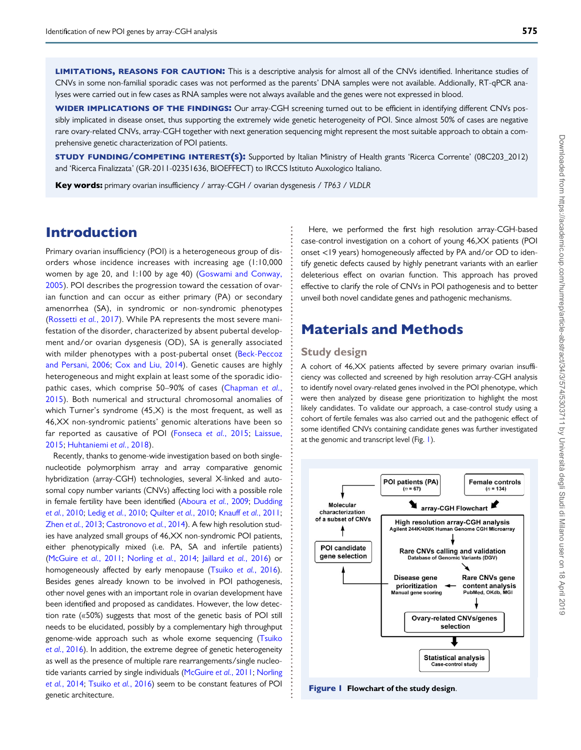**LIMITATIONS, REASONS FOR CAUTION:** This is a descriptive analysis for almost all of the CNVs identified. Inheritance studies of CNVs in some non-familial sporadic cases was not performed as the parents' DNA samples were not available. Addionally, RT-qPCR analyses were carried out in few cases as RNA samples were not always available and the genes were not expressed in blood.

**WIDER IMPLICATIONS OF THE FINDINGS:** Our array-CGH screening turned out to be efficient in identifying different CNVs possibly implicated in disease onset, thus supporting the extremely wide genetic heterogeneity of POI. Since almost 50% of cases are negative rare ovary-related CNVs, array-CGH together with next generation sequencing might represent the most suitable approach to obtain a comprehensive genetic characterization of POI patients.

**STUDY FUNDING/COMPETING INTEREST(S):** Supported by Italian Ministry of Health grants 'Ricerca Corrente' (08C203_2012) and 'Ricerca Finalizzata' (GR-2011-02351636, BIOEFFECT) to IRCCS Istituto Auxologico Italiano.

**Key words:** primary ovarian insufficiency / array-CGH / ovarian dysgenesis / *TP63* / *VLDLR*

# Introduction

Primary ovarian insufficiency (POI) is a heterogeneous group of disorders whose incidence increases with increasing age (1:10,000 women by age 20, and 1:100 by age 40) (Goswami and Conway, 2005). POI describes the progression toward the cessation of ovarian function and can occur as either primary (PA) or secondary amenorrhea (SA), in syndromic or non-syndromic phenotypes (Rossetti *et al.*, 2017). While PA represents the most severe manifestation of the disorder, characterized by absent pubertal development and/or ovarian dysgenesis (OD), SA is generally associated with milder phenotypes with a post-pubertal onset (Beck-Peccoz and Persani, 2006; Cox and Liu, 2014). Genetic causes are highly heterogeneous and might explain at least some of the sporadic idiopathic cases, which comprise 50–90% of cases (Chapman *et al.*, 2015). Both numerical and structural chromosomal anomalies of which Turner's syndrome (45,X) is the most frequent, as well as 46,XX non-syndromic patients' genomic alterations have been so far reported as causative of POI (Fonseca *et al.*, 2015; Laissue, 2015; Huhtaniemi *et al.*, 2018).

Recently, thanks to genome-wide investigation based on both single-nucleotide polymorphism array and array comparative genomic hybridization (array-CGH) technologies, several X-linked and autosomal copy number variants (CNVs) affecting loci with a possible role in female fertility have been identified (Aboura *et al.*, 2009; Dudding *et al.*, 2010; Ledig *et al.*, 2010; Quilter *et al.*, 2010; Knauff *et al.*, 2011; Zhen *et al.*, 2013; Castronovo *et al.*, 2014). A few high resolution studies have analyzed small groups of 46,XX non-syndromic POI patients, either phenotypically mixed (i.e. PA, SA and infertile patients) (McGuire *et al.*, 2011; Norling *et al.*, 2014; Jaillard *et al.*, 2016) or homogeneously affected by early menopause (Tsuiko *et al.*, 2016). Besides genes already known to be involved in POI pathogenesis, other novel genes with an important role in ovarian development have been identified and proposed as candidates. However, the low detection rate («50%) suggests that most of the genetic basis of POI still needs to be elucidated, possibly by a complementary high throughput genome-wide approach such as whole exome sequencing (Tsuiko *et al.*, 2016). In addition, the extreme degree of genetic heterogeneity as well as the presence of multiple rare rearrangements/single nucleotide variants carried by single individuals (McGuire *et al.*, 2011; Norling *et al.*, 2014; Tsuiko *et al.*, 2016) seem to be constant features of POI genetic architecture.

Here, we performed the first high resolution array-CGH-based case-control investigation on a cohort of young 46,XX patients (POI onset <19 years) homogeneously affected by PA and/or OD to identify genetic defects caused by highly penetrant variants with an earlier deleterious effect on ovarian function. This approach has proved effective to clarify the role of CNVs in POI pathogenesis and to better unveil both novel candidate genes and pathogenic mechanisms.

# Materials and Methods

## Study design

A cohort of 46,XX patients affected by severe primary ovarian insufficiency was collected and screened by high resolution array-CGH analysis to identify novel ovary-related genes involved in the POI phenotype, which were then analyzed by disease gene prioritization to highlight the most likely candidates. To validate our approach, a case-control study using a cohort of fertile females was also carried out and the pathogenic effect of some identified CNVs containing candidate genes was further investigated at the genomic and transcript level (Fig. 1).

**Figure 1** **Flowchart of the study design.**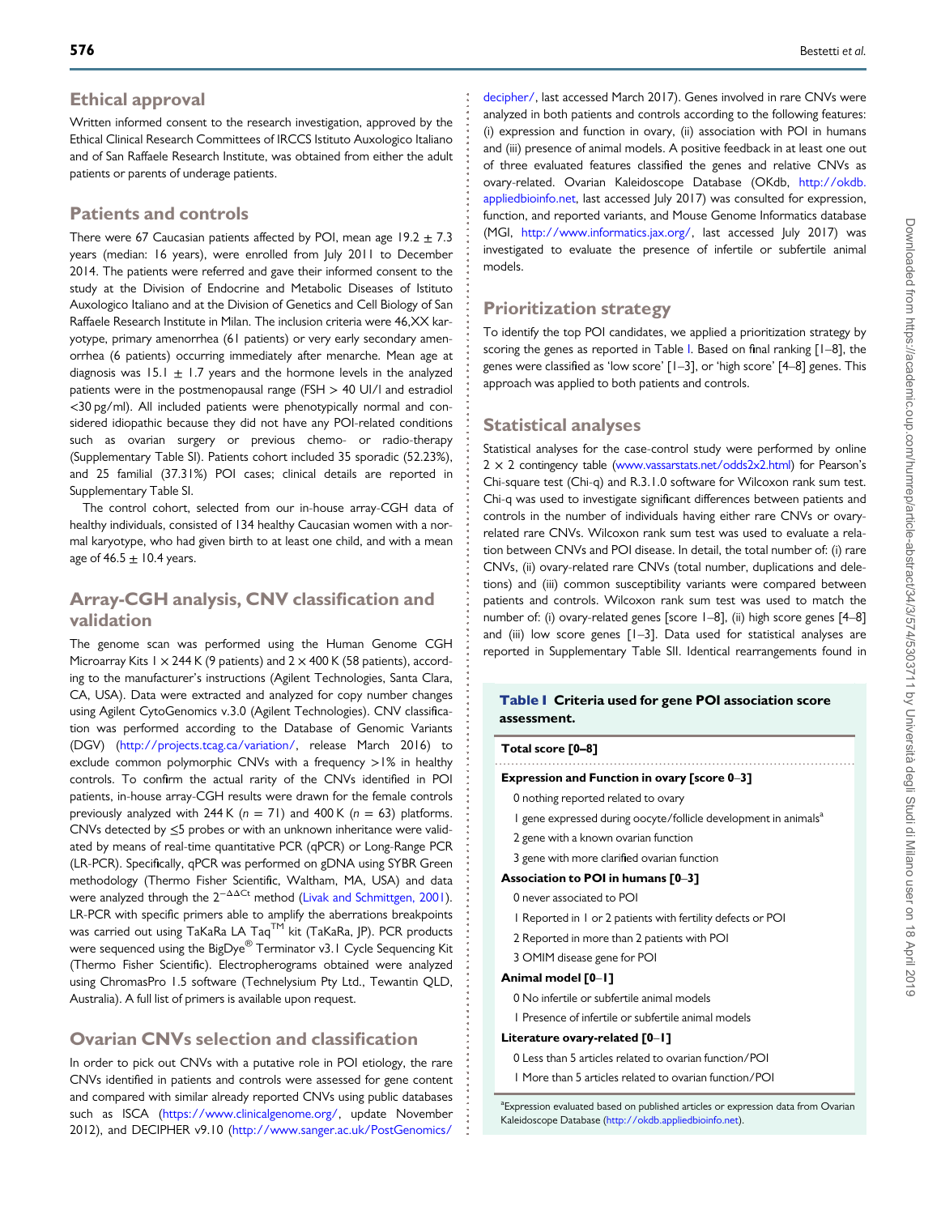## Ethical approval

Written informed consent to the research investigation, approved by the Ethical Clinical Research Committees of IRCCS Istituto Auxologico Italiano and of San Raffaele Research Institute, was obtained from either the adult patients or parents of underage patients.

## Patients and controls

There were 67 Caucasian patients affected by POI, mean age 19.2 ± 7.3 years (median: 16 years), were enrolled from July 2011 to December 2014. The patients were referred and gave their informed consent to the study at the Division of Endocrine and Metabolic Diseases of Istituto Auxologico Italiano and at the Division of Genetics and Cell Biology of San Raffaele Research Institute in Milan. The inclusion criteria were 46,XX karyotype, primary amenorrhea (61 patients) or very early secondary amenorrhea (6 patients) occurring immediately after menarche. Mean age at diagnosis was 15.1 ± 1.7 years and the hormone levels in the analyzed patients were in the postmenopausal range (FSH > 40 UI/l and estradiol <30 pg/ml). All included patients were phenotypically normal and considered idiopathic because they did not have any POI-related conditions such as ovarian surgery or previous chemo- or radio-therapy (Supplementary Table SI). Patients cohort included 35 sporadic (52.23%), and 25 familial (37.31%) POI cases; clinical details are reported in Supplementary Table SI.

The control cohort, selected from our in-house array-CGH data of healthy individuals, consisted of 134 healthy Caucasian women with a normal karyotype, who had given birth to at least one child, and with a mean age of 46.5 ± 10.4 years.

## Array-CGH analysis, CNV classification and validation

The genome scan was performed using the Human Genome CGH Microarray Kits 1 × 244 K (9 patients) and 2 × 400 K (58 patients), according to the manufacturer's instructions (Agilent Technologies, Santa Clara, CA, USA). Data were extracted and analyzed for copy number changes using Agilent CytoGenomics v.3.0 (Agilent Technologies). CNV classification was performed according to the Database of Genomic Variants (DGV) (http://projects.tcag.ca/variation/, release March 2016) to exclude common polymorphic CNVs with a frequency >1% in healthy controls. To confirm the actual rarity of the CNVs identified in POI patients, in-house array-CGH results were drawn for the female controls previously analyzed with 244 K ($n = 71$) and 400 K ($n = 63$) platforms. CNVs detected by ≤5 probes or with an unknown inheritance were validated by means of real-time quantitative PCR (qPCR) or Long-Range PCR (LR-PCR). Specifically, qPCR was performed on gDNA using SYBR Green methodology (Thermo Fisher Scientific, Waltham, MA, USA) and data were analyzed through the $2^{-\Delta\Delta Ct}$ method (Livak and Schmittgen, 2001). LR-PCR with specific primers able to amplify the aberrations breakpoints was carried out using TaKaRa LA Taq™ kit (TaKaRa, JP). PCR products were sequenced using the BigDye® Terminator v3.1 Cycle Sequencing Kit (Thermo Fisher Scientific). Electropherograms obtained were analyzed using ChromasPro 1.5 software (Technelysium Pty Ltd., Tewantin QLD, Australia). A full list of primers is available upon request.

## Ovarian CNVs selection and classification

In order to pick out CNVs with a putative role in POI etiology, the rare CNVs identified in patients and controls were assessed for gene content and compared with similar already reported CNVs using public databases such as ISCA (https://www.clinicalgenome.org/, update November 2012), and DECIPHER v9.10 (http://www.sanger.ac.uk/PostGenomics/decipher/, last accessed March 2017). Genes involved in rare CNVs were analyzed in both patients and controls according to the following features: (i) expression and function in ovary, (ii) association with POI in humans and (iii) presence of animal models. A positive feedback in at least one out of three evaluated features classified the genes and relative CNVs as ovary-related. Ovarian Kaleidoscope Database (OKdb, http://okdb.appliedbioinfo.net, last accessed July 2017) was consulted for expression, function, and reported variants, and Mouse Genome Informatics database (MGI, http://www.informatics.jax.org/, last accessed July 2017) was investigated to evaluate the presence of infertile or subfertile animal models.

## Prioritization strategy

To identify the top POI candidates, we applied a prioritization strategy by scoring the genes as reported in Table I. Based on final ranking [1–8], the genes were classified as 'low score' [1–3], or 'high score' [4–8] genes. This approach was applied to both patients and controls.

## Statistical analyses

Statistical analyses for the case-control study were performed by online 2 × 2 contingency table (www.vassarstats.net/odds2x2.html) for Pearson's Chi-square test (Chi-q) and R.3.1.0 software for Wilcoxon rank sum test. Chi-q was used to investigate significant differences between patients and controls in the number of individuals having either rare CNVs or ovary-related rare CNVs. Wilcoxon rank sum test was used to evaluate a relation between CNVs and POI disease. In detail, the total number of: (i) rare CNVs, (ii) ovary-related rare CNVs (total number, duplications and deletions) and (iii) common susceptibility variants were compared between patients and controls. Wilcoxon rank sum test was used to match the number of: (i) ovary-related genes [score 1–8], (ii) high score genes [4–8] and (iii) low score genes [1–3]. Data used for statistical analyses are reported in Supplementary Table SII. Identical rearrangements found in

**Table I Criteria used for gene POI association score assessment.**

| Total score [0–8] |
|---|
| **Expression and Function in ovary [score 0–3]** |
| 0 nothing reported related to ovary |
| 1 gene expressed during oocyte/follicle development in animals[a] |
| 2 gene with a known ovarian function |
| 3 gene with more clarified ovarian function |
| **Association to POI in humans [0–3]** |
| 0 never associated to POI |
| 1 Reported in 1 or 2 patients with fertility defects or POI |
| 2 Reported in more than 2 patients with POI |
| 3 OMIM disease gene for POI |
| **Animal model [0–1]** |
| 0 No infertile or subfertile animal models |
| 1 Presence of infertile or subfertile animal models |
| **Literature ovary-related [0–1]** |
| 0 Less than 5 articles related to ovarian function/POI |
| 1 More than 5 articles related to ovarian function/POI |

[a]Expression evaluated based on published articles or expression data from Ovarian Kaleidoscope Database (http://okdb.appliedbioinfo.net).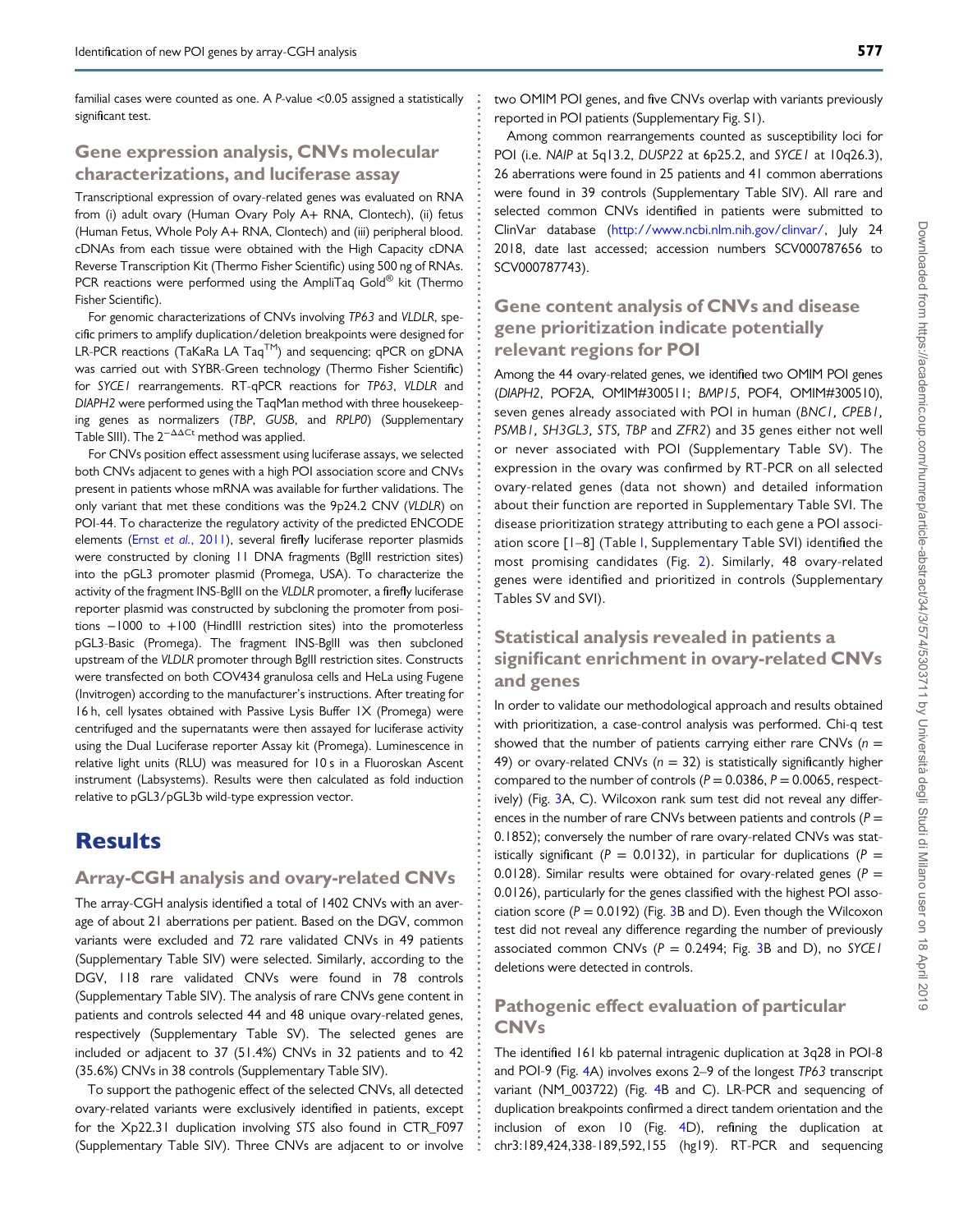familial cases were counted as one. A *P*-value <0.05 assigned a statistically significant test.

### Gene expression analysis, CNVs molecular characterizations, and luciferase assay

Transcriptional expression of ovary-related genes was evaluated on RNA from (i) adult ovary (Human Ovary Poly A+ RNA, Clontech), (ii) fetus (Human Fetus, Whole Poly A+ RNA, Clontech) and (iii) peripheral blood. cDNAs from each tissue were obtained with the High Capacity cDNA Reverse Transcription Kit (Thermo Fisher Scientific) using 500 ng of RNAs. PCR reactions were performed using the AmpliTaq Gold® kit (Thermo Fisher Scientific).

For genomic characterizations of CNVs involving *TP63* and *VLDLR*, specific primers to amplify duplication/deletion breakpoints were designed for LR-PCR reactions (TaKaRa LA Taq™) and sequencing; qPCR on gDNA was carried out with SYBR-Green technology (Thermo Fisher Scientific) for *SYCE1* rearrangements. RT-qPCR reactions for *TP63*, *VLDLR* and *DIAPH2* were performed using the TaqMan method with three housekeeping genes as normalizers (*TBP*, *GUSB*, and *RPLP0*) (Supplementary Table SIII). The $2^{-\Delta\Delta Ct}$ method was applied.

For CNVs position effect assessment using luciferase assays, we selected both CNVs adjacent to genes with a high POI association score and CNVs present in patients whose mRNA was available for further validations. The only variant that met these conditions was the 9p24.2 CNV (*VLDLR*) on POI-44. To characterize the regulatory activity of the predicted ENCODE elements (Ernst *et al.*, 2011), several firefly luciferase reporter plasmids were constructed by cloning 11 DNA fragments (BglII restriction sites) into the pGL3 promoter plasmid (Promega, USA). To characterize the activity of the fragment INS-BglII on the *VLDLR* promoter, a firefly luciferase reporter plasmid was constructed by subcloning the promoter from positions −1000 to +100 (HindIII restriction sites) into the promoterless pGL3-Basic (Promega). The fragment INS-BglII was then subcloned upstream of the *VLDLR* promoter through BglII restriction sites. Constructs were transfected on both COV434 granulosa cells and HeLa using Fugene (Invitrogen) according to the manufacturer's instructions. After treating for 16 h, cell lysates obtained with Passive Lysis Buffer 1X (Promega) were centrifuged and the supernatants were then assayed for luciferase activity using the Dual Luciferase reporter Assay kit (Promega). Luminescence in relative light units (RLU) was measured for 10 s in a Fluoroskan Ascent instrument (Labsystems). Results were then calculated as fold induction relative to pGL3/pGL3b wild-type expression vector.

## Results

### Array-CGH analysis and ovary-related CNVs

The array-CGH analysis identified a total of 1402 CNVs with an average of about 21 aberrations per patient. Based on the DGV, common variants were excluded and 72 rare validated CNVs in 49 patients (Supplementary Table SIV) were selected. Similarly, according to the DGV, 118 rare validated CNVs were found in 78 controls (Supplementary Table SIV). The analysis of rare CNVs gene content in patients and controls selected 44 and 48 unique ovary-related genes, respectively (Supplementary Table SV). The selected genes are included or adjacent to 37 (51.4%) CNVs in 32 patients and to 42 (35.6%) CNVs in 38 controls (Supplementary Table SIV).

To support the pathogenic effect of the selected CNVs, all detected ovary-related variants were exclusively identified in patients, except for the Xp22.31 duplication involving *STS* also found in CTR_F097 (Supplementary Table SIV). Three CNVs are adjacent to or involve two OMIM POI genes, and five CNVs overlap with variants previously reported in POI patients (Supplementary Fig. S1).

Among common rearrangements counted as susceptibility loci for POI (i.e. *NAIP* at 5q13.2, *DUSP22* at 6p25.2, and *SYCE1* at 10q26.3), 26 aberrations were found in 25 patients and 41 common aberrations were found in 39 controls (Supplementary Table SIV). All rare and selected common CNVs identified in patients were submitted to ClinVar database (http://www.ncbi.nlm.nih.gov/clinvar/, July 24 2018, date last accessed; accession numbers SCV000787656 to SCV000787743).

### Gene content analysis of CNVs and disease gene prioritization indicate potentially relevant regions for POI

Among the 44 ovary-related genes, we identified two OMIM POI genes (*DIAPH2*, POF2A, OMIM#300511; *BMP15*, POF4, OMIM#300510), seven genes already associated with POI in human (*BNC1*, *CPEB1*, *PSMB1*, *SH3GL3*, *STS*, *TBP* and *ZFR2*) and 35 genes either not well or never associated with POI (Supplementary Table SV). The expression in the ovary was confirmed by RT-PCR on all selected ovary-related genes (data not shown) and detailed information about their function are reported in Supplementary Table SVI. The disease prioritization strategy attributing to each gene a POI association score [1–8] (Table I, Supplementary Table SVI) identified the most promising candidates (Fig. 2). Similarly, 48 ovary-related genes were identified and prioritized in controls (Supplementary Tables SV and SVI).

### Statistical analysis revealed in patients a significant enrichment in ovary-related CNVs and genes

In order to validate our methodological approach and results obtained with prioritization, a case-control analysis was performed. Chi-q test showed that the number of patients carrying either rare CNVs ($n$ = 49) or ovary-related CNVs ($n$ = 32) is statistically significantly higher compared to the number of controls ($P$ = 0.0386, $P$ = 0.0065, respectively) (Fig. 3A, C). Wilcoxon rank sum test did not reveal any differences in the number of rare CNVs between patients and controls ($P$ = 0.1852); conversely the number of rare ovary-related CNVs was statistically significant ($P$ = 0.0132), in particular for duplications ($P$ = 0.0128). Similar results were obtained for ovary-related genes ($P$ = 0.0126), particularly for the genes classified with the highest POI association score ($P$ = 0.0192) (Fig. 3B and D). Even though the Wilcoxon test did not reveal any difference regarding the number of previously associated common CNVs ($P$ = 0.2494; Fig. 3B and D), no *SYCE1* deletions were detected in controls.

### Pathogenic effect evaluation of particular CNVs

The identified 161 kb paternal intragenic duplication at 3q28 in POI-8 and POI-9 (Fig. 4A) involves exons 2–9 of the longest *TP63* transcript variant (NM_003722) (Fig. 4B and C). LR-PCR and sequencing of duplication breakpoints confirmed a direct tandem orientation and the inclusion of exon 10 (Fig. 4D), refining the duplication at chr3:189,424,338-189,592,155 (hg19). RT-PCR and sequencing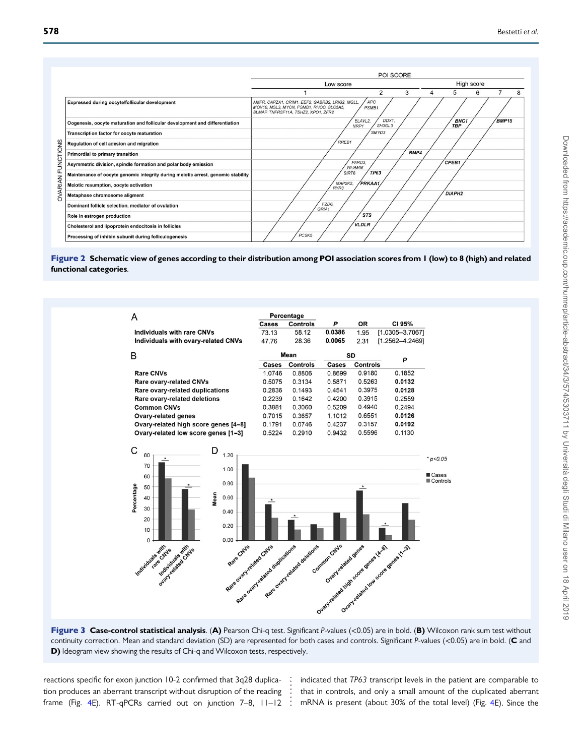| | | POI SCORE | | | | | | | |
|---|---|---|---|---|---|---|---|---|---|
| | | Low score | | | High score | | | | |
| | | 1 | 2 | 3 | 4 | 5 | 6 | 7 | 8 |
| OVARIAN FUNCTIONS | Expressed during oocyte/follicular development | AMFR, CAPZA1, CRIM1, EEF2, GABRB2, LRIG2, MGLL, MOV10, MSL3, MYCN, PSMB1, RHOC, SLC5A5, SLMAP, TNFRSF11A, TSHZ2, XPO1, ZFR2 | APC PSMB1 | | | | | | |
| | Oogenesis, oocyte maturation and follicular development and differentiation | | ELAVL2, NRP1; DDX1, SH3GL3 | | | BNC1 TBP | | BMP15 | |
| | Transcription factor for oocyte maturation | | SMYD3 | | | | | | |
| | Regulation of cell adesion and migration | RREB1 | | | | | | | |
| | Primordial to primary transition | | | BMP4 | | | | | |
| | Asymmetric division, spindle formation and polar body emission | | PARD3, WHAMM | | | CPEB1 | | | |
| | Maintenance of oocyte genomic integrity during meiotic arrest, genomic stability | | SIRT6; TP63 | | | | | | |
| | Meiotic resumption, oocyte activation | | MAP2K2, RYR3; PRKAA1 | | | | | | |
| | Metaphase chromosome aligment | | | | | DIAPH2 | | | |
| | Dominant follicle selection, mediator of ovulation | FZD6, GRIA1 | | | | | | | |
| | Role in estrogen production | | STS | | | | | | |
| | Cholesterol and lipoprotein endocitosis in follicles | | VLDLR | | | | | | |
| | Processing of inhibin subunit during folliculogenesis | PCSK5 | | | | | | | |

**Figure 2** **Schematic view of genes according to their distribution among POI association scores from 1 (low) to 8 (high) and related functional categories.**

A

| | Percentage | | | | |
|---|---|---|---|---|---|
| | Cases | Controls | *P* | OR | CI 95% |
| Individuals with rare CNVs | 73.13 | 58.12 | **0.0386** | 1.95 | [1.0305–3.7067] |
| Individuals with ovary-related CNVs | 47.76 | 28.36 | **0.0065** | 2.31 | [1.2562–4.2469] |

B

| | Mean | | SD | | *P* |
|---|---|---|---|---|---|
| | Cases | Controls | Cases | Controls | |
| Rare CNVs | 1.0746 | 0.8806 | 0.8699 | 0.9180 | 0.1852 |
| Rare ovary-related CNVs | 0.5075 | 0.3134 | 0.5871 | 0.5263 | **0.0132** |
| Rare ovary-related duplications | 0.2836 | 0.1493 | 0.4541 | 0.3975 | **0.0128** |
| Rare ovary-related deletions | 0.2239 | 0.1642 | 0.4200 | 0.3915 | 0.2559 |
| Common CNVs | 0.3881 | 0.3060 | 0.5209 | 0.4940 | 0.2494 |
| Ovary-related genes | 0.7015 | 0.3657 | 1.1012 | 0.6551 | **0.0126** |
| Ovary-related high score genes [4–8] | 0.1791 | 0.0746 | 0.4237 | 0.3157 | **0.0192** |
| Ovary-related low score genes [1–3] | 0.5224 | 0.2910 | 0.9432 | 0.5596 | 0.1130 |

**Figure 3** **Case-control statistical analysis**. (**A**) Pearson Chi-q test. Significant *P*-values (<0.05) are in bold. (**B**) Wilcoxon rank sum test without continuity correction. Mean and standard deviation (SD) are represented for both cases and controls. Significant *P*-values (<0.05) are in bold. (**C** and **D**) Ideogram view showing the results of Chi-q and Wilcoxon tests, respectively.

reactions specific for exon junction 10-2 confirmed that 3q28 duplication produces an aberrant transcript without disruption of the reading frame (Fig. 4E). RT-qPCRs carried out on junction 7–8, 11–12 indicated that *TP63* transcript levels in the patient are comparable to that in controls, and only a small amount of the duplicated aberrant mRNA is present (about 30% of the total level) (Fig. 4E). Since the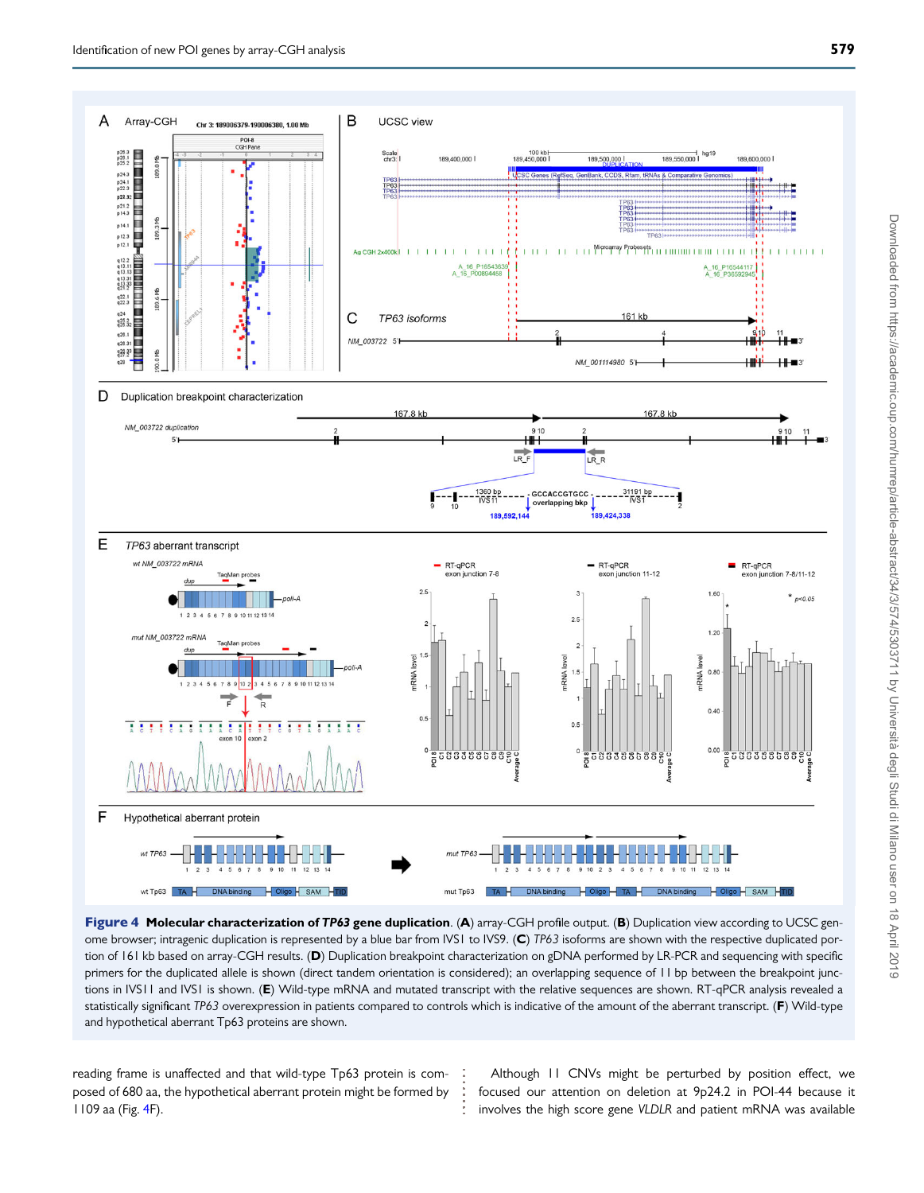**Figure 4 Molecular characterization of *TP63* gene duplication.** (**A**) array-CGH profile output. (**B**) Duplication view according to UCSC genome browser; intragenic duplication is represented by a blue bar from IVS1 to IVS9. (**C**) *TP63* isoforms are shown with the respective duplicated portion of 161 kb based on array-CGH results. (**D**) Duplication breakpoint characterization on gDNA performed by LR-PCR and sequencing with specific primers for the duplicated allele is shown (direct tandem orientation is considered); an overlapping sequence of 11 bp between the breakpoint junctions in IVS11 and IVS1 is shown. (**E**) Wild-type mRNA and mutated transcript with the relative sequences are shown. RT-qPCR analysis revealed a statistically significant *TP63* overexpression in patients compared to controls which is indicative of the amount of the aberrant transcript. (**F**) Wild-type and hypothetical aberrant Tp63 proteins are shown.

reading frame is unaffected and that wild-type Tp63 protein is composed of 680 aa, the hypothetical aberrant protein might be formed by 1109 aa (Fig. 4F).

Although 11 CNVs might be perturbed by position effect, we focused our attention on deletion at 9p24.2 in POI-44 because it involves the high score gene *VLDLR* and patient mRNA was available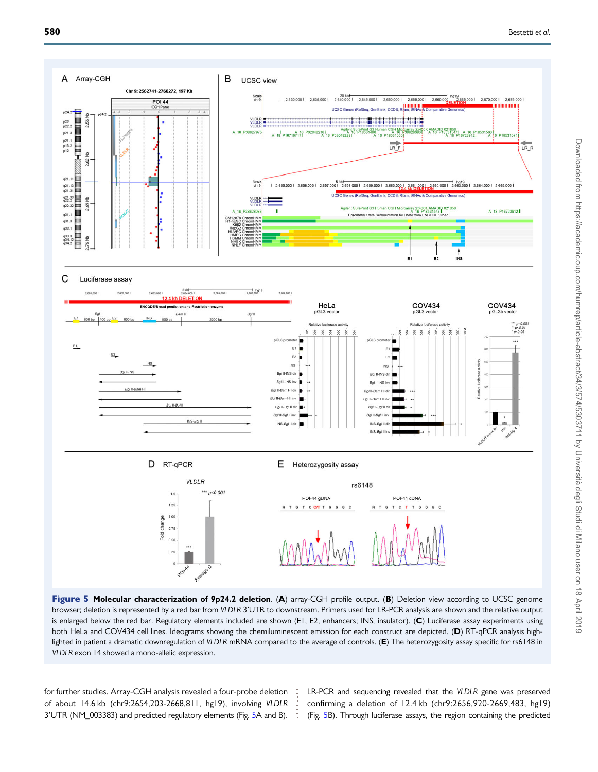**Figure 5 Molecular characterization of 9p24.2 deletion.** (**A**) array-CGH profile output. (**B**) Deletion view according to UCSC genome browser; deletion is represented by a red bar from *VLDLR* 3′UTR to downstream. Primers used for LR-PCR analysis are shown and the relative output is enlarged below the red bar. Regulatory elements included are shown (E1, E2, enhancers; INS, insulator). (**C**) Luciferase assay experiments using both HeLa and COV434 cell lines. Ideograms showing the chemiluminescent emission for each construct are depicted. (**D**) RT-qPCR analysis highlighted in patient a dramatic downregulation of *VLDLR* mRNA compared to the average of controls. (**E**) The heterozygosity assay specific for rs6148 in *VLDLR* exon 14 showed a mono-allelic expression.

for further studies. Array-CGH analysis revealed a four-probe deletion of about 14.6 kb (chr9:2654,203-2668,811, hg19), involving *VLDLR* 3′UTR (NM_003383) and predicted regulatory elements (Fig. 5A and B). LR-PCR and sequencing revealed that the *VLDLR* gene was preserved confirming a deletion of 12.4 kb (chr9:2656,920-2669,483, hg19) (Fig. 5B). Through luciferase assays, the region containing the predicted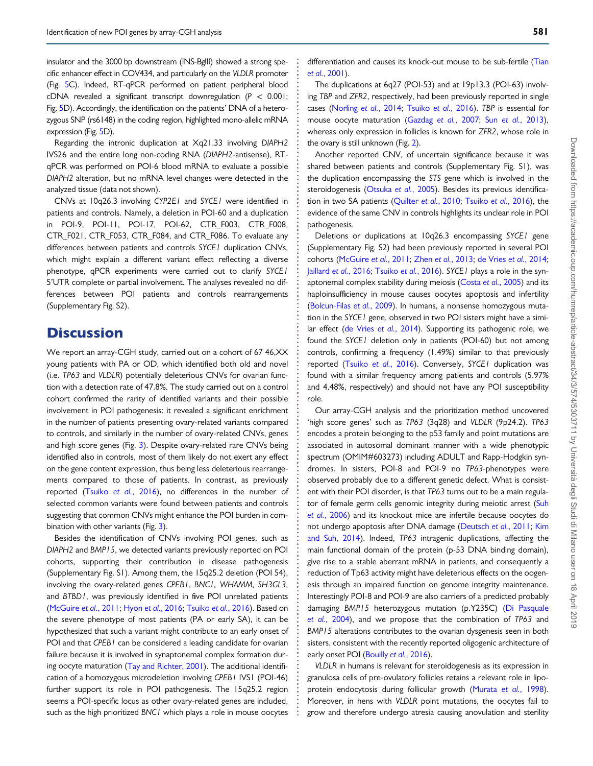insulator and the 3000 bp downstream (INS-BglII) showed a strong specific enhancer effect in COV434, and particularly on the *VLDLR* promoter (Fig. 5C). Indeed, RT-qPCR performed on patient peripheral blood cDNA revealed a significant transcript downregulation ($P < 0.001$; Fig. 5D). Accordingly, the identification on the patients' DNA of a heterozygous SNP (rs6148) in the coding region, highlighted mono-allelic mRNA expression (Fig. 5D).

Regarding the intronic duplication at Xq21.33 involving *DIAPH2* IVS26 and the entire long non-coding RNA (*DIAPH2*-antisense), RT-qPCR was performed on POI-6 blood mRNA to evaluate a possible *DIAPH2* alteration, but no mRNA level changes were detected in the analyzed tissue (data not shown).

CNVs at 10q26.3 involving *CYP2E1* and *SYCE1* were identified in patients and controls. Namely, a deletion in POI-60 and a duplication in POI-9, POI-11, POI-17, POI-62, CTR_F003, CTR_F008, CTR_F021, CTR_F053, CTR_F084, and CTR_F086. To evaluate any differences between patients and controls *SYCE1* duplication CNVs, which might explain a different variant effect reflecting a diverse phenotype, qPCR experiments were carried out to clarify *SYCE1* 5′UTR complete or partial involvement. The analyses revealed no differences between POI patients and controls rearrangements (Supplementary Fig. S2).

# Discussion

We report an array-CGH study, carried out on a cohort of 67 46,XX young patients with PA or OD, which identified both old and novel (i.e. *TP63* and *VLDLR*) potentially deleterious CNVs for ovarian function with a detection rate of 47.8%. The study carried out on a control cohort confirmed the rarity of identified variants and their possible involvement in POI pathogenesis: it revealed a significant enrichment in the number of patients presenting ovary-related variants compared to controls, and similarly in the number of ovary-related CNVs, genes and high score genes (Fig. 3). Despite ovary-related rare CNVs being identified also in controls, most of them likely do not exert any effect on the gene content expression, thus being less deleterious rearrangements compared to those of patients. In contrast, as previously reported (Tsuiko *et al.*, 2016), no differences in the number of selected common variants were found between patients and controls suggesting that common CNVs might enhance the POI burden in combination with other variants (Fig. 3).

Besides the identification of CNVs involving POI genes, such as *DIAPH2* and *BMP15*, we detected variants previously reported on POI cohorts, supporting their contribution in disease pathogenesis (Supplementary Fig. S1). Among them, the 15q25.2 deletion (POI 54), involving the ovary-related genes *CPEB1*, *BNC1*, *WHAMM*, *SH3GL3*, and *BTBD1*, was previously identified in five POI unrelated patients (McGuire *et al.*, 2011; Hyon *et al.*, 2016; Tsuiko *et al.*, 2016). Based on the severe phenotype of most patients (PA or early SA), it can be hypothesized that such a variant might contribute to an early onset of POI and that *CPEB1* can be considered a leading candidate for ovarian failure because it is involved in synaptonemal complex formation during oocyte maturation (Tay and Richter, 2001). The additional identification of a homozygous microdeletion involving *CPEB1* IVS1 (POI-46) further support its role in POI pathogenesis. The 15q25.2 region seems a POI-specific locus as other ovary-related genes are included, such as the high prioritized *BNC1* which plays a role in mouse oocytes differentiation and causes its knock-out mouse to be sub-fertile (Tian *et al.*, 2001).

The duplications at 6q27 (POI-53) and at 19p13.3 (POI-63) involving *TBP* and *ZFR2*, respectively, had been previously reported in single cases (Norling *et al.*, 2014; Tsuiko *et al.*, 2016). *TBP* is essential for mouse oocyte maturation (Gazdag *et al.*, 2007; Sun *et al.*, 2013), whereas only expression in follicles is known for *ZFR2*, whose role in the ovary is still unknown (Fig. 2).

Another reported CNV, of uncertain significance because it was shared between patients and controls (Supplementary Fig. S1), was the duplication encompassing the *STS* gene which is involved in the steroidogenesis (Otsuka *et al.*, 2005). Besides its previous identification in two SA patients (Quilter *et al.*, 2010; Tsuiko *et al.*, 2016), the evidence of the same CNV in controls highlights its unclear role in POI pathogenesis.

Deletions or duplications at 10q26.3 encompassing *SYCE1* gene (Supplementary Fig. S2) had been previously reported in several POI cohorts (McGuire *et al.*, 2011; Zhen *et al.*, 2013; de Vries *et al.*, 2014; Jaillard *et al.*, 2016; Tsuiko *et al.*, 2016). *SYCE1* plays a role in the synaptonemal complex stability during meiosis (Costa *et al.*, 2005) and its haploinsufficiency in mouse causes oocytes apoptosis and infertility (Bolcun-Filas *et al.*, 2009). In humans, a nonsense homozygous mutation in the *SYCE1* gene, observed in two POI sisters might have a similar effect (de Vries *et al.*, 2014). Supporting its pathogenic role, we found the *SYCE1* deletion only in patients (POI-60) but not among controls, confirming a frequency (1.49%) similar to that previously reported (Tsuiko *et al.*, 2016). Conversely, *SYCE1* duplication was found with a similar frequency among patients and controls (5.97% and 4.48%, respectively) and should not have any POI susceptibility role.

Our array-CGH analysis and the prioritization method uncovered 'high score genes' such as *TP63* (3q28) and *VLDLR* (9p24.2). *TP63* encodes a protein belonging to the p53 family and point mutations are associated in autosomal dominant manner with a wide phenotypic spectrum (OMIM#603273) including ADULT and Rapp-Hodgkin syndromes. In sisters, POI-8 and POI-9 no *TP63*-phenotypes were observed probably due to a different genetic defect. What is consistent with their POI disorder, is that *TP63* turns out to be a main regulator of female germ cells genomic integrity during meiotic arrest (Suh *et al.*, 2006) and its knockout mice are infertile because oocytes do not undergo apoptosis after DNA damage (Deutsch *et al.*, 2011; Kim and Suh, 2014). Indeed, *TP63* intragenic duplications, affecting the main functional domain of the protein (p-53 DNA binding domain), give rise to a stable aberrant mRNA in patients, and consequently a reduction of Tp63 activity might have deleterious effects on the oogenesis through an impaired function on genome integrity maintenance. Interestingly POI-8 and POI-9 are also carriers of a predicted probably damaging *BMP15* heterozygous mutation (p.Y235C) (Di Pasquale *et al.*, 2004), and we propose that the combination of *TP63* and *BMP15* alterations contributes to the ovarian dysgenesis seen in both sisters, consistent with the recently reported oligogenic architecture of early onset POI (Bouilly *et al.*, 2016).

*VLDLR* in humans is relevant for steroidogenesis as its expression in granulosa cells of pre-ovulatory follicles retains a relevant role in lipoprotein endocytosis during follicular growth (Murata *et al.*, 1998). Moreover, in hens with *VLDLR* point mutations, the oocytes fail to grow and therefore undergo atresia causing anovulation and sterility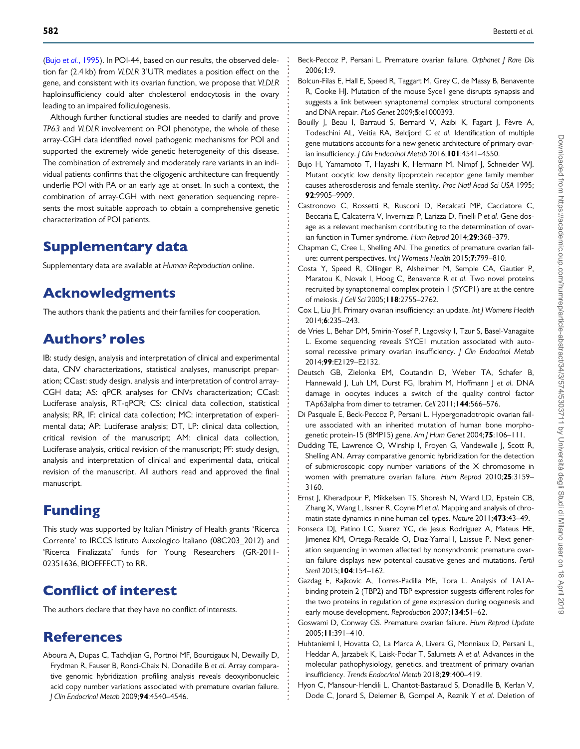(Bujo *et al.*, 1995). In POI-44, based on our results, the observed deletion far (2.4 kb) from *VLDLR* 3'UTR mediates a position effect on the gene, and consistent with its ovarian function, we propose that *VLDLR* haploinsufficiency could alter cholesterol endocytosis in the ovary leading to an impaired folliculogenesis.

Although further functional studies are needed to clarify and prove *TP63* and *VLDLR* involvement on POI phenotype, the whole of these array-CGH data identified novel pathogenic mechanisms for POI and supported the extremely wide genetic heterogeneity of this disease. The combination of extremely and moderately rare variants in an individual patients confirms that the oligogenic architecture can frequently underlie POI with PA or an early age at onset. In such a context, the combination of array-CGH with next generation sequencing represents the most suitable approach to obtain a comprehensive genetic characterization of POI patients.

# Supplementary data

Supplementary data are available at *Human Reproduction* online.

# Acknowledgments

The authors thank the patients and their families for cooperation.

# Authors' roles

IB: study design, analysis and interpretation of clinical and experimental data, CNV characterizations, statistical analyses, manuscript preparation; CCast: study design, analysis and interpretation of control array-CGH data; AS: qPCR analyses for CNVs characterization; CCasl: Luciferase analysis, RT-qPCR; CS: clinical data collection, statistical analysis; RR, IF: clinical data collection; MC: interpretation of experimental data; AP: Luciferase analysis; DT, LP: clinical data collection, critical revision of the manuscript; AM: clinical data collection, Luciferase analysis, critical revision of the manuscript; PF: study design, analysis and interpretation of clinical and experimental data, critical revision of the manuscript. All authors read and approved the final manuscript.

# Funding

This study was supported by Italian Ministry of Health grants 'Ricerca Corrente' to IRCCS Istituto Auxologico Italiano (08C203_2012) and 'Ricerca Finalizzata' funds for Young Researchers (GR-2011-02351636, BIOEFFECT) to RR.

# Conflict of interest

The authors declare that they have no conflict of interests.

# References

Aboura A, Dupas C, Tachdjian G, Portnoi MF, Bourcigaux N, Dewailly D, Frydman R, Fauser B, Ronci-Chaix N, Donadille B *et al*. Array comparative genomic hybridization profiling analysis reveals deoxyribonucleic acid copy number variations associated with premature ovarian failure. *J Clin Endocrinol Metab* 2009;**94**:4540–4546.

Beck-Peccoz P, Persani L. Premature ovarian failure. *Orphanet J Rare Dis* 2006;**1**:9.

Bolcun-Filas E, Hall E, Speed R, Taggart M, Grey C, de Massy B, Benavente R, Cooke HJ. Mutation of the mouse Syce1 gene disrupts synapsis and suggests a link between synaptonemal complex structural components and DNA repair. *PLoS Genet* 2009;**5**:e1000393.

Bouilly J, Beau I, Barraud S, Bernard V, Azibi K, Fagart J, Fèvre A, Todeschini AL, Veitia RA, Beldjord C *et al*. Identification of multiple gene mutations accounts for a new genetic architecture of primary ovarian insufficiency. *J Clin Endocrinol Metab* 2016;**101**:4541–4550.

Bujo H, Yamamoto T, Hayashi K, Hermann M, Nimpf J, Schneider WJ. Mutant oocytic low density lipoprotein receptor gene family member causes atherosclerosis and female sterility. *Proc Natl Acad Sci USA* 1995; **92**:9905–9909.

Castronovo C, Rossetti R, Rusconi D, Recalcati MP, Cacciatore C, Beccaria E, Calcaterra V, Invernizzi P, Larizza D, Finelli P *et al*. Gene dosage as a relevant mechanism contributing to the determination of ovarian function in Turner syndrome. *Hum Reprod* 2014;**29**:368–379.

Chapman C, Cree L, Shelling AN. The genetics of premature ovarian failure: current perspectives. *Int J Womens Health* 2015;**7**:799–810.

Costa Y, Speed R, Ollinger R, Alsheimer M, Semple CA, Gautier P, Maratou K, Novak I, Hoog C, Benavente R *et al*. Two novel proteins recruited by synaptonemal complex protein 1 (SYCP1) are at the centre of meiosis. *J Cell Sci* 2005;**118**:2755–2762.

Cox L, Liu JH. Primary ovarian insufficiency: an update. *Int J Womens Health* 2014;**6**:235–243.

de Vries L, Behar DM, Smirin-Yosef P, Lagovsky I, Tzur S, Basel-Vanagaite L. Exome sequencing reveals SYCE1 mutation associated with autosomal recessive primary ovarian insufficiency. *J Clin Endocrinol Metab* 2014;**99**:E2129–E2132.

Deutsch GB, Zielonka EM, Coutandin D, Weber TA, Schafer B, Hannewald J, Luh LM, Durst FG, Ibrahim M, Hoffmann J *et al*. DNA damage in oocytes induces a switch of the quality control factor TAp63alpha from dimer to tetramer. *Cell* 2011;**144**:566–576.

Di Pasquale E, Beck-Peccoz P, Persani L. Hypergonadotropic ovarian failure associated with an inherited mutation of human bone morphogenetic protein-15 (BMP15) gene. *Am J Hum Genet* 2004;**75**:106–111.

Dudding TE, Lawrence O, Winship I, Froyen G, Vandewalle J, Scott R, Shelling AN. Array comparative genomic hybridization for the detection of submicroscopic copy number variations of the X chromosome in women with premature ovarian failure. *Hum Reprod* 2010;**25**:3159–3160.

Ernst J, Kheradpour P, Mikkelsen TS, Shoresh N, Ward LD, Epstein CB, Zhang X, Wang L, Issner R, Coyne M *et al*. Mapping and analysis of chromatin state dynamics in nine human cell types. *Nature* 2011;**473**:43–49.

Fonseca DJ, Patino LC, Suarez YC, de Jesus Rodriguez A, Mateus HE, Jimenez KM, Ortega-Recalde O, Diaz-Yamal I, Laissue P. Next generation sequencing in women affected by nonsyndromic premature ovarian failure displays new potential causative genes and mutations. *Fertil Steril* 2015;**104**:154–162.

Gazdag E, Rajkovic A, Torres-Padilla ME, Tora L. Analysis of TATA-binding protein 2 (TBP2) and TBP expression suggests different roles for the two proteins in regulation of gene expression during oogenesis and early mouse development. *Reproduction* 2007;**134**:51–62.

Goswami D, Conway GS. Premature ovarian failure. *Hum Reprod Update* 2005;**11**:391–410.

Huhtaniemi I, Hovatta O, La Marca A, Livera G, Monniaux D, Persani L, Heddar A, Jarzabek K, Laisk-Podar T, Salumets A *et al*. Advances in the molecular pathophysiology, genetics, and treatment of primary ovarian insufficiency. *Trends Endocrinol Metab* 2018;**29**:400–419.

Hyon C, Mansour-Hendili L, Chantot-Bastaraud S, Donadille B, Kerlan V, Dode C, Jonard S, Delemer B, Gompel A, Reznik Y *et al*. Deletion of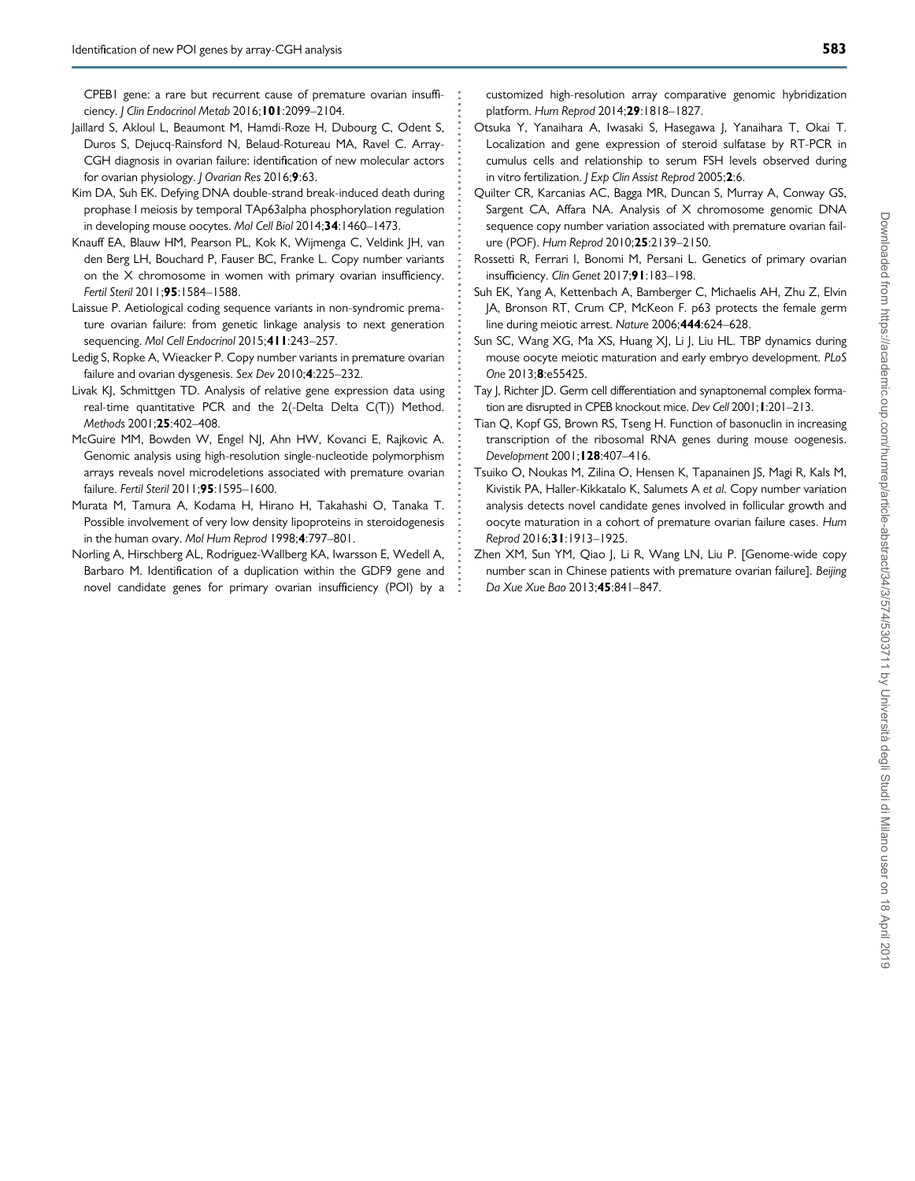CPEB1 gene: a rare but recurrent cause of premature ovarian insufficiency. *J Clin Endocrinol Metab* 2016;**101**:2099–2104.

Jaillard S, Akloul L, Beaumont M, Hamdi-Roze H, Dubourg C, Odent S, Duros S, Dejucq-Rainsford N, Belaud-Rotureau MA, Ravel C. Array-CGH diagnosis in ovarian failure: identification of new molecular actors for ovarian physiology. *J Ovarian Res* 2016;**9**:63.

Kim DA, Suh EK. Defying DNA double-strand break-induced death during prophase I meiosis by temporal TAp63alpha phosphorylation regulation in developing mouse oocytes. *Mol Cell Biol* 2014;**34**:1460–1473.

Knauff EA, Blauw HM, Pearson PL, Kok K, Wijmenga C, Veldink JH, van den Berg LH, Bouchard P, Fauser BC, Franke L. Copy number variants on the X chromosome in women with primary ovarian insufficiency. *Fertil Steril* 2011;**95**:1584–1588.

Laissue P. Aetiological coding sequence variants in non-syndromic premature ovarian failure: from genetic linkage analysis to next generation sequencing. *Mol Cell Endocrinol* 2015;**411**:243–257.

Ledig S, Ropke A, Wieacker P. Copy number variants in premature ovarian failure and ovarian dysgenesis. *Sex Dev* 2010;**4**:225–232.

Livak KJ, Schmittgen TD. Analysis of relative gene expression data using real-time quantitative PCR and the 2(-Delta Delta C(T)) Method. *Methods* 2001;**25**:402–408.

McGuire MM, Bowden W, Engel NJ, Ahn HW, Kovanci E, Rajkovic A. Genomic analysis using high-resolution single-nucleotide polymorphism arrays reveals novel microdeletions associated with premature ovarian failure. *Fertil Steril* 2011;**95**:1595–1600.

Murata M, Tamura A, Kodama H, Hirano H, Takahashi O, Tanaka T. Possible involvement of very low density lipoproteins in steroidogenesis in the human ovary. *Mol Hum Reprod* 1998;**4**:797–801.

Norling A, Hirschberg AL, Rodriguez-Wallberg KA, Iwarsson E, Wedell A, Barbaro M. Identification of a duplication within the GDF9 gene and novel candidate genes for primary ovarian insufficiency (POI) by a customized high-resolution array comparative genomic hybridization platform. *Hum Reprod* 2014;**29**:1818–1827.

Otsuka Y, Yanaihara A, Iwasaki S, Hasegawa J, Yanaihara T, Okai T. Localization and gene expression of steroid sulfatase by RT-PCR in cumulus cells and relationship to serum FSH levels observed during in vitro fertilization. *J Exp Clin Assist Reprod* 2005;**2**:6.

Quilter CR, Karcanias AC, Bagga MR, Duncan S, Murray A, Conway GS, Sargent CA, Affara NA. Analysis of X chromosome genomic DNA sequence copy number variation associated with premature ovarian failure (POF). *Hum Reprod* 2010;**25**:2139–2150.

Rossetti R, Ferrari I, Bonomi M, Persani L. Genetics of primary ovarian insufficiency. *Clin Genet* 2017;**91**:183–198.

Suh EK, Yang A, Kettenbach A, Bamberger C, Michaelis AH, Zhu Z, Elvin JA, Bronson RT, Crum CP, McKeon F. p63 protects the female germ line during meiotic arrest. *Nature* 2006;**444**:624–628.

Sun SC, Wang XG, Ma XS, Huang XJ, Li J, Liu HL. TBP dynamics during mouse oocyte meiotic maturation and early embryo development. *PLoS One* 2013;**8**:e55425.

Tay J, Richter JD. Germ cell differentiation and synaptonemal complex formation are disrupted in CPEB knockout mice. *Dev Cell* 2001;**1**:201–213.

Tian Q, Kopf GS, Brown RS, Tseng H. Function of basonuclin in increasing transcription of the ribosomal RNA genes during mouse oogenesis. *Development* 2001;**128**:407–416.

Tsuiko O, Noukas M, Zilina O, Hensen K, Tapanainen JS, Magi R, Kals M, Kivistik PA, Haller-Kikkatalo K, Salumets A *et al*. Copy number variation analysis detects novel candidate genes involved in follicular growth and oocyte maturation in a cohort of premature ovarian failure cases. *Hum Reprod* 2016;**31**:1913–1925.

Zhen XM, Sun YM, Qiao J, Li R, Wang LN, Liu P. [Genome-wide copy number scan in Chinese patients with premature ovarian failure]. *Beijing Da Xue Xue Bao* 2013;**45**:841–847.